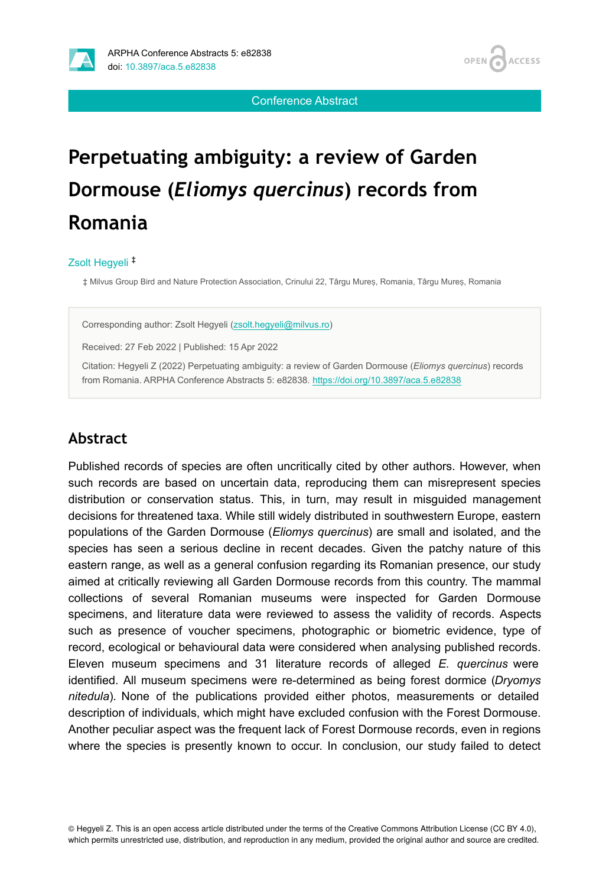# Perpetuating ambiguity: a review of Garden Dormouse (*Eliomys quercinus*) records from Romania

Zsolt Hegyeli [‡]

‡ Milvus Group Bird and Nature Protection Association, Crinului 22, Târgu Mureș, Romania, Târgu Mureș, Romania

Corresponding author: Zsolt Hegyeli (zsolt.hegyeli@milvus.ro)

Received: 27 Feb 2022 | Published: 15 Apr 2022

Citation: Hegyeli Z (2022) Perpetuating ambiguity: a review of Garden Dormouse (*Eliomys quercinus*) records from Romania. ARPHA Conference Abstracts 5: e82838. https://doi.org/10.3897/aca.5.e82838

## Abstract

Published records of species are often uncritically cited by other authors. However, when such records are based on uncertain data, reproducing them can misrepresent species distribution or conservation status. This, in turn, may result in misguided management decisions for threatened taxa. While still widely distributed in southwestern Europe, eastern populations of the Garden Dormouse (*Eliomys quercinus*) are small and isolated, and the species has seen a serious decline in recent decades. Given the patchy nature of this eastern range, as well as a general confusion regarding its Romanian presence, our study aimed at critically reviewing all Garden Dormouse records from this country. The mammal collections of several Romanian museums were inspected for Garden Dormouse specimens, and literature data were reviewed to assess the validity of records. Aspects such as presence of voucher specimens, photographic or biometric evidence, type of record, ecological or behavioural data were considered when analysing published records. Eleven museum specimens and 31 literature records of alleged *E. quercinus* were identified. All museum specimens were re-determined as being forest dormice (*Dryomys nitedula*). None of the publications provided either photos, measurements or detailed description of individuals, which might have excluded confusion with the Forest Dormouse. Another peculiar aspect was the frequent lack of Forest Dormouse records, even in regions where the species is presently known to occur. In conclusion, our study failed to detect

© Hegyeli Z. This is an open access article distributed under the terms of the Creative Commons Attribution License (CC BY 4.0), which permits unrestricted use, distribution, and reproduction in any medium, provided the original author and source are credited.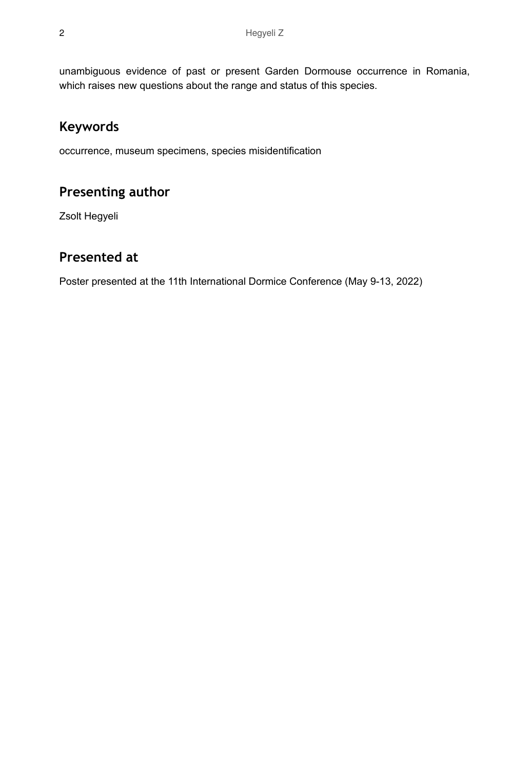unambiguous evidence of past or present Garden Dormouse occurrence in Romania, which raises new questions about the range and status of this species.

## Keywords

occurrence, museum specimens, species misidentification

## Presenting author

Zsolt Hegyeli

## Presented at

Poster presented at the 11th International Dormice Conference (May 9-13, 2022)